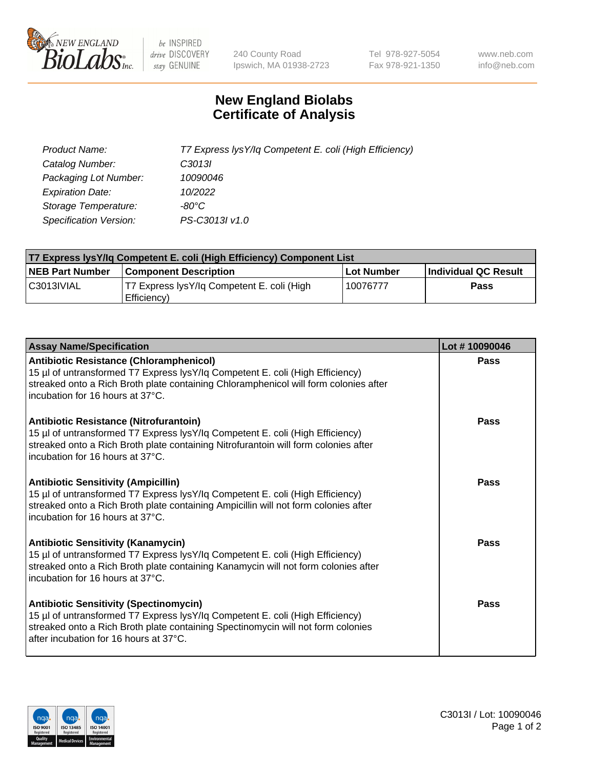# New England Biolabs Certificate of Analysis

| | |
|---|---|
| *Product Name:* | *T7 Express lysY/Iq Competent E. coli (High Efficiency)* |
| *Catalog Number:* | *C3013I* |
| *Packaging Lot Number:* | *10090046* |
| *Expiration Date:* | *10/2022* |
| *Storage Temperature:* | *-80°C* |
| *Specification Version:* | *PS-C3013I v1.0* |

| T7 Express lysY/Iq Competent E. coli (High Efficiency) Component List | | | |
|---|---|---|---|
| **NEB Part Number** | **Component Description** | **Lot Number** | **Individual QC Result** |
| C3013IVIAL | T7 Express lysY/Iq Competent E. coli (High Efficiency) | 10076777 | **Pass** |

| Assay Name/Specification | Lot # 10090046 |
|---|---|
| **Antibiotic Resistance (Chloramphenicol)** 15 µl of untransformed T7 Express lysY/Iq Competent E. coli (High Efficiency) streaked onto a Rich Broth plate containing Chloramphenicol will form colonies after incubation for 16 hours at 37°C. | **Pass** |
| **Antibiotic Resistance (Nitrofurantoin)** 15 µl of untransformed T7 Express lysY/Iq Competent E. coli (High Efficiency) streaked onto a Rich Broth plate containing Nitrofurantoin will form colonies after incubation for 16 hours at 37°C. | **Pass** |
| **Antibiotic Sensitivity (Ampicillin)** 15 µl of untransformed T7 Express lysY/Iq Competent E. coli (High Efficiency) streaked onto a Rich Broth plate containing Ampicillin will not form colonies after incubation for 16 hours at 37°C. | **Pass** |
| **Antibiotic Sensitivity (Kanamycin)** 15 µl of untransformed T7 Express lysY/Iq Competent E. coli (High Efficiency) streaked onto a Rich Broth plate containing Kanamycin will not form colonies after incubation for 16 hours at 37°C. | **Pass** |
| **Antibiotic Sensitivity (Spectinomycin)** 15 µl of untransformed T7 Express lysY/Iq Competent E. coli (High Efficiency) streaked onto a Rich Broth plate containing Spectinomycin will not form colonies after incubation for 16 hours at 37°C. | **Pass** |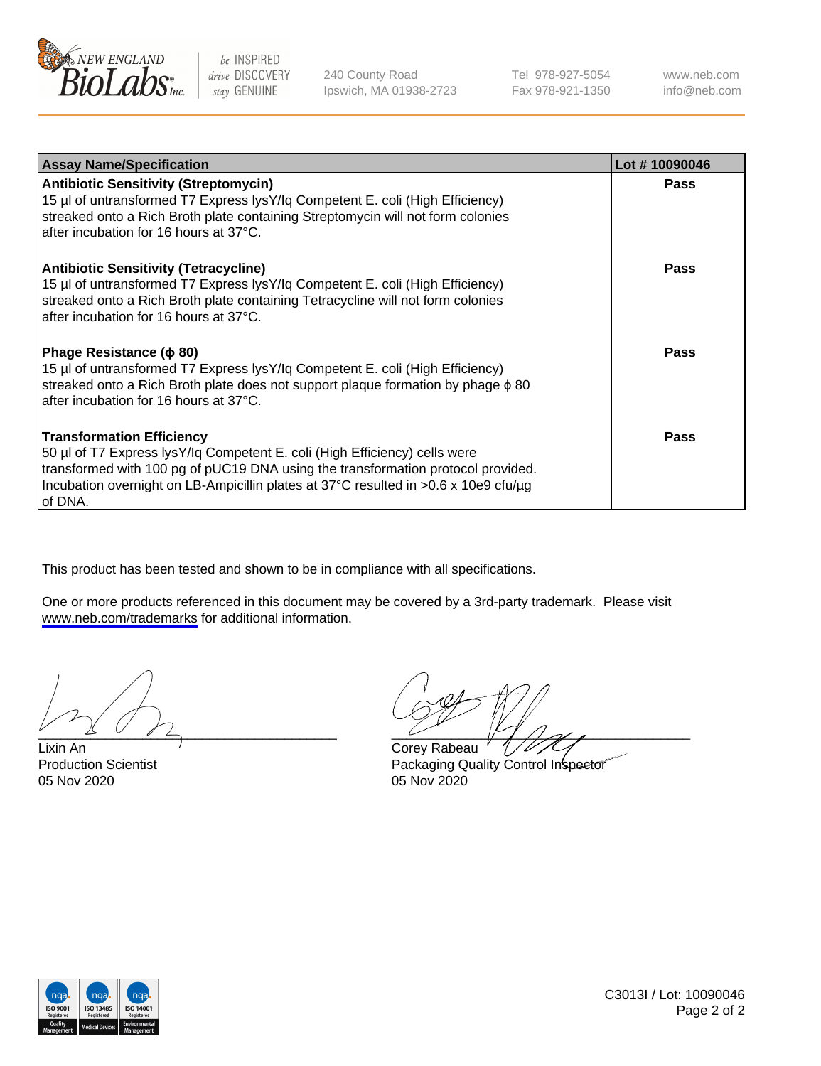| Assay Name/Specification | Lot # 10090046 |
|---|---|
| **Antibiotic Sensitivity (Streptomycin)** 15 µl of untransformed T7 Express lysY/Iq Competent E. coli (High Efficiency) streaked onto a Rich Broth plate containing Streptomycin will not form colonies after incubation for 16 hours at 37°C. | **Pass** |
| **Antibiotic Sensitivity (Tetracycline)** 15 µl of untransformed T7 Express lysY/Iq Competent E. coli (High Efficiency) streaked onto a Rich Broth plate containing Tetracycline will not form colonies after incubation for 16 hours at 37°C. | **Pass** |
| **Phage Resistance (ϕ 80)** 15 µl of untransformed T7 Express lysY/Iq Competent E. coli (High Efficiency) streaked onto a Rich Broth plate does not support plaque formation by phage ϕ 80 after incubation for 16 hours at 37°C. | **Pass** |
| **Transformation Efficiency** 50 µl of T7 Express lysY/Iq Competent E. coli (High Efficiency) cells were transformed with 100 pg of pUC19 DNA using the transformation protocol provided. Incubation overnight on LB-Ampicillin plates at 37°C resulted in >0.6 x 10e9 cfu/µg of DNA. | **Pass** |

This product has been tested and shown to be in compliance with all specifications.

One or more products referenced in this document may be covered by a 3rd-party trademark. Please visit www.neb.com/trademarks for additional information.

Lixin An
Production Scientist
05 Nov 2020

Corey Rabeau
Packaging Quality Control Inspector
05 Nov 2020

C3013I / Lot: 10090046